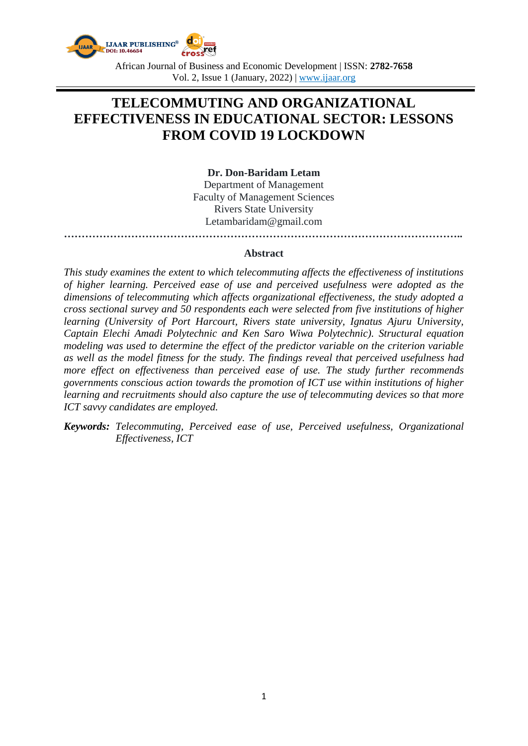# TELECOMMUTING AND ORGANIZATIONAL EFFECTIVENESS IN EDUCATIONAL SECTOR: LESSONS FROM COVID 19 LOCKDOWN

**Dr. Don-Baridam Letam**
Department of Management
Faculty of Management Sciences
Rivers State University
Letambaridam@gmail.com

## Abstract

*This study examines the extent to which telecommuting affects the effectiveness of institutions of higher learning. Perceived ease of use and perceived usefulness were adopted as the dimensions of telecommuting which affects organizational effectiveness, the study adopted a cross sectional survey and 50 respondents each were selected from five institutions of higher learning (University of Port Harcourt, Rivers state university, Ignatus Ajuru University, Captain Elechi Amadi Polytechnic and Ken Saro Wiwa Polytechnic). Structural equation modeling was used to determine the effect of the predictor variable on the criterion variable as well as the model fitness for the study. The findings reveal that perceived usefulness had more effect on effectiveness than perceived ease of use. The study further recommends governments conscious action towards the promotion of ICT use within institutions of higher learning and recruitments should also capture the use of telecommuting devices so that more ICT savvy candidates are employed.*

***Keywords:*** *Telecommuting, Perceived ease of use, Perceived usefulness, Organizational Effectiveness, ICT*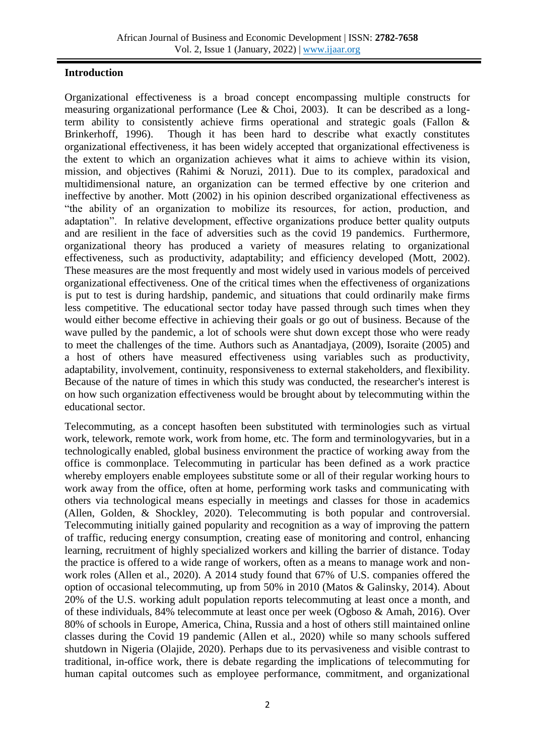## Introduction

Organizational effectiveness is a broad concept encompassing multiple constructs for measuring organizational performance (Lee & Choi, 2003). It can be described as a long-term ability to consistently achieve firms operational and strategic goals (Fallon & Brinkerhoff, 1996). Though it has been hard to describe what exactly constitutes organizational effectiveness, it has been widely accepted that organizational effectiveness is the extent to which an organization achieves what it aims to achieve within its vision, mission, and objectives (Rahimi & Noruzi, 2011). Due to its complex, paradoxical and multidimensional nature, an organization can be termed effective by one criterion and ineffective by another. Mott (2002) in his opinion described organizational effectiveness as "the ability of an organization to mobilize its resources, for action, production, and adaptation". In relative development, effective organizations produce better quality outputs and are resilient in the face of adversities such as the covid 19 pandemics. Furthermore, organizational theory has produced a variety of measures relating to organizational effectiveness, such as productivity, adaptability; and efficiency developed (Mott, 2002). These measures are the most frequently and most widely used in various models of perceived organizational effectiveness. One of the critical times when the effectiveness of organizations is put to test is during hardship, pandemic, and situations that could ordinarily make firms less competitive. The educational sector today have passed through such times when they would either become effective in achieving their goals or go out of business. Because of the wave pulled by the pandemic, a lot of schools were shut down except those who were ready to meet the challenges of the time. Authors such as Anantadjaya, (2009), Isoraite (2005) and a host of others have measured effectiveness using variables such as productivity, adaptability, involvement, continuity, responsiveness to external stakeholders, and flexibility. Because of the nature of times in which this study was conducted, the researcher's interest is on how such organization effectiveness would be brought about by telecommuting within the educational sector.

Telecommuting, as a concept hasoften been substituted with terminologies such as virtual work, telework, remote work, work from home, etc. The form and terminologyvaries, but in a technologically enabled, global business environment the practice of working away from the office is commonplace. Telecommuting in particular has been defined as a work practice whereby employers enable employees substitute some or all of their regular working hours to work away from the office, often at home, performing work tasks and communicating with others via technological means especially in meetings and classes for those in academics (Allen, Golden, & Shockley, 2020). Telecommuting is both popular and controversial. Telecommuting initially gained popularity and recognition as a way of improving the pattern of traffic, reducing energy consumption, creating ease of monitoring and control, enhancing learning, recruitment of highly specialized workers and killing the barrier of distance. Today the practice is offered to a wide range of workers, often as a means to manage work and non-work roles (Allen et al., 2020). A 2014 study found that 67% of U.S. companies offered the option of occasional telecommuting, up from 50% in 2010 (Matos & Galinsky, 2014). About 20% of the U.S. working adult population reports telecommuting at least once a month, and of these individuals, 84% telecommute at least once per week (Ogboso & Amah, 2016). Over 80% of schools in Europe, America, China, Russia and a host of others still maintained online classes during the Covid 19 pandemic (Allen et al., 2020) while so many schools suffered shutdown in Nigeria (Olajide, 2020). Perhaps due to its pervasiveness and visible contrast to traditional, in-office work, there is debate regarding the implications of telecommuting for human capital outcomes such as employee performance, commitment, and organizational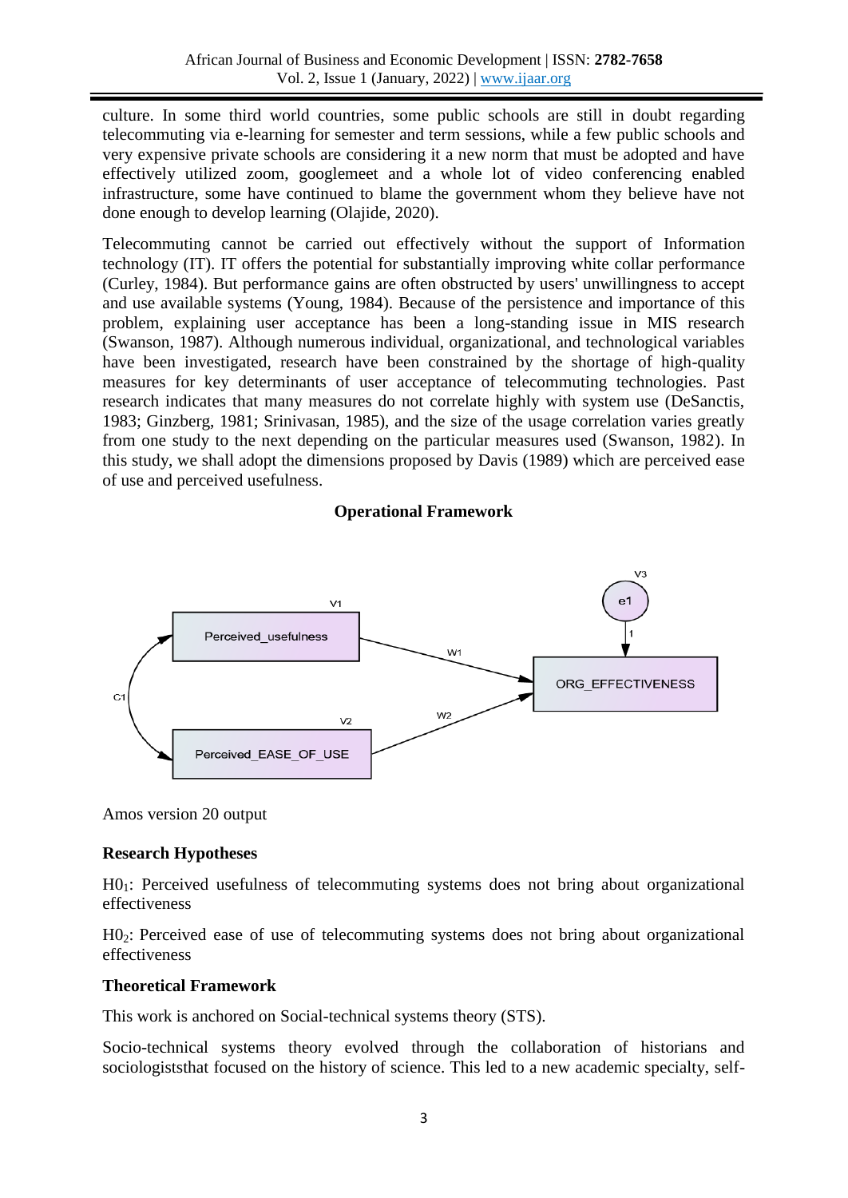culture. In some third world countries, some public schools are still in doubt regarding telecommuting via e-learning for semester and term sessions, while a few public schools and very expensive private schools are considering it a new norm that must be adopted and have effectively utilized zoom, googlemeet and a whole lot of video conferencing enabled infrastructure, some have continued to blame the government whom they believe have not done enough to develop learning (Olajide, 2020).

Telecommuting cannot be carried out effectively without the support of Information technology (IT). IT offers the potential for substantially improving white collar performance (Curley, 1984). But performance gains are often obstructed by users' unwillingness to accept and use available systems (Young, 1984). Because of the persistence and importance of this problem, explaining user acceptance has been a long-standing issue in MIS research (Swanson, 1987). Although numerous individual, organizational, and technological variables have been investigated, research have been constrained by the shortage of high-quality measures for key determinants of user acceptance of telecommuting technologies. Past research indicates that many measures do not correlate highly with system use (DeSanctis, 1983; Ginzberg, 1981; Srinivasan, 1985), and the size of the usage correlation varies greatly from one study to the next depending on the particular measures used (Swanson, 1982). In this study, we shall adopt the dimensions proposed by Davis (1989) which are perceived ease of use and perceived usefulness.

**Operational Framework**

Amos version 20 output

**Research Hypotheses**

$H0_1$: Perceived usefulness of telecommuting systems does not bring about organizational effectiveness

$H0_2$: Perceived ease of use of telecommuting systems does not bring about organizational effectiveness

**Theoretical Framework**

This work is anchored on Social-technical systems theory (STS).

Socio-technical systems theory evolved through the collaboration of historians and sociologiststhat focused on the history of science. This led to a new academic specialty, self-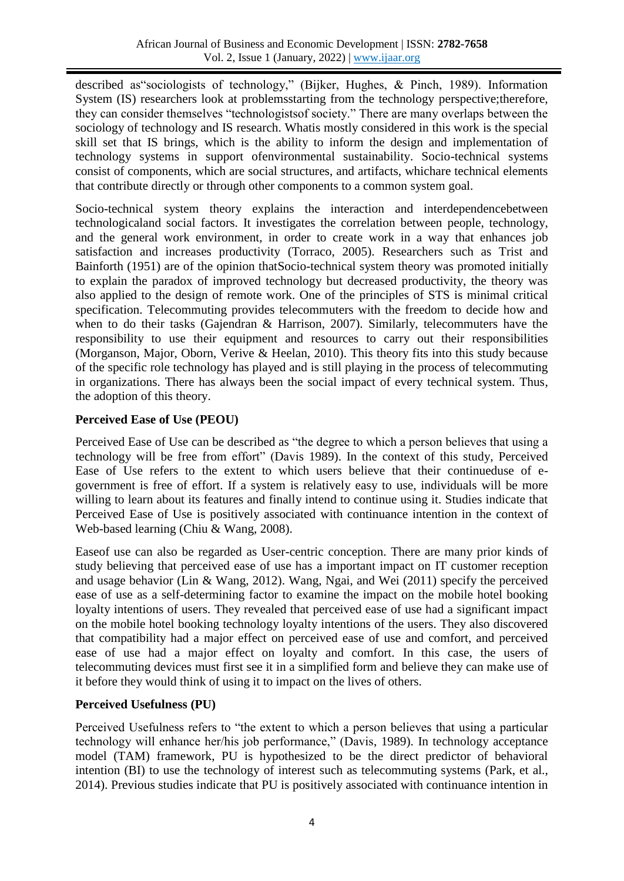described as"sociologists of technology," (Bijker, Hughes, & Pinch, 1989). Information System (IS) researchers look at problemsstarting from the technology perspective;therefore, they can consider themselves "technologistsof society." There are many overlaps between the sociology of technology and IS research. Whatis mostly considered in this work is the special skill set that IS brings, which is the ability to inform the design and implementation of technology systems in support ofenvironmental sustainability. Socio-technical systems consist of components, which are social structures, and artifacts, whichare technical elements that contribute directly or through other components to a common system goal.

Socio-technical system theory explains the interaction and interdependencebetween technologicaland social factors. It investigates the correlation between people, technology, and the general work environment, in order to create work in a way that enhances job satisfaction and increases productivity (Torraco, 2005). Researchers such as Trist and Bainforth (1951) are of the opinion thatSocio-technical system theory was promoted initially to explain the paradox of improved technology but decreased productivity, the theory was also applied to the design of remote work. One of the principles of STS is minimal critical specification. Telecommuting provides telecommuters with the freedom to decide how and when to do their tasks (Gajendran & Harrison, 2007). Similarly, telecommuters have the responsibility to use their equipment and resources to carry out their responsibilities (Morganson, Major, Oborn, Verive & Heelan, 2010). This theory fits into this study because of the specific role technology has played and is still playing in the process of telecommuting in organizations. There has always been the social impact of every technical system. Thus, the adoption of this theory.

**Perceived Ease of Use (PEOU)**

Perceived Ease of Use can be described as "the degree to which a person believes that using a technology will be free from effort" (Davis 1989). In the context of this study, Perceived Ease of Use refers to the extent to which users believe that their continueduse of e-government is free of effort. If a system is relatively easy to use, individuals will be more willing to learn about its features and finally intend to continue using it. Studies indicate that Perceived Ease of Use is positively associated with continuance intention in the context of Web-based learning (Chiu & Wang, 2008).

Easeof use can also be regarded as User-centric conception. There are many prior kinds of study believing that perceived ease of use has a important impact on IT customer reception and usage behavior (Lin & Wang, 2012). Wang, Ngai, and Wei (2011) specify the perceived ease of use as a self-determining factor to examine the impact on the mobile hotel booking loyalty intentions of users. They revealed that perceived ease of use had a significant impact on the mobile hotel booking technology loyalty intentions of the users. They also discovered that compatibility had a major effect on perceived ease of use and comfort, and perceived ease of use had a major effect on loyalty and comfort. In this case, the users of telecommuting devices must first see it in a simplified form and believe they can make use of it before they would think of using it to impact on the lives of others.

**Perceived Usefulness (PU)**

Perceived Usefulness refers to "the extent to which a person believes that using a particular technology will enhance her/his job performance," (Davis, 1989). In technology acceptance model (TAM) framework, PU is hypothesized to be the direct predictor of behavioral intention (BI) to use the technology of interest such as telecommuting systems (Park, et al., 2014). Previous studies indicate that PU is positively associated with continuance intention in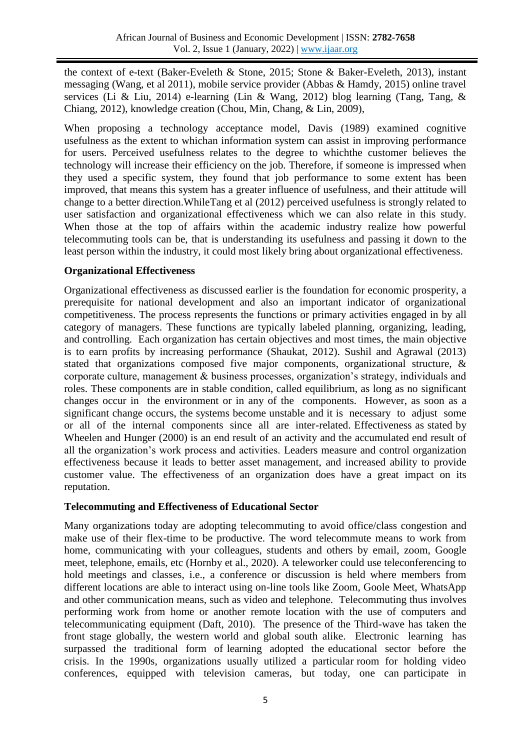the context of e-text (Baker-Eveleth & Stone, 2015; Stone & Baker-Eveleth, 2013), instant messaging (Wang, et al 2011), mobile service provider (Abbas & Hamdy, 2015) online travel services (Li & Liu, 2014) e-learning (Lin & Wang, 2012) blog learning (Tang, Tang, & Chiang, 2012), knowledge creation (Chou, Min, Chang, & Lin, 2009),

When proposing a technology acceptance model, Davis (1989) examined cognitive usefulness as the extent to whichan information system can assist in improving performance for users. Perceived usefulness relates to the degree to whichthe customer believes the technology will increase their efficiency on the job. Therefore, if someone is impressed when they used a specific system, they found that job performance to some extent has been improved, that means this system has a greater influence of usefulness, and their attitude will change to a better direction.WhileTang et al (2012) perceived usefulness is strongly related to user satisfaction and organizational effectiveness which we can also relate in this study. When those at the top of affairs within the academic industry realize how powerful telecommuting tools can be, that is understanding its usefulness and passing it down to the least person within the industry, it could most likely bring about organizational effectiveness.

**Organizational Effectiveness**

Organizational effectiveness as discussed earlier is the foundation for economic prosperity, a prerequisite for national development and also an important indicator of organizational competitiveness. The process represents the functions or primary activities engaged in by all category of managers. These functions are typically labeled planning, organizing, leading, and controlling. Each organization has certain objectives and most times, the main objective is to earn profits by increasing performance (Shaukat, 2012). Sushil and Agrawal (2013) stated that organizations composed five major components, organizational structure, & corporate culture, management & business processes, organization's strategy, individuals and roles. These components are in stable condition, called equilibrium, as long as no significant changes occur in the environment or in any of the components. However, as soon as a significant change occurs, the systems become unstable and it is necessary to adjust some or all of the internal components since all are inter-related. Effectiveness as stated by Wheelen and Hunger (2000) is an end result of an activity and the accumulated end result of all the organization's work process and activities. Leaders measure and control organization effectiveness because it leads to better asset management, and increased ability to provide customer value. The effectiveness of an organization does have a great impact on its reputation.

**Telecommuting and Effectiveness of Educational Sector**

Many organizations today are adopting telecommuting to avoid office/class congestion and make use of their flex-time to be productive. The word telecommute means to work from home, communicating with your colleagues, students and others by email, zoom, Google meet, telephone, emails, etc (Hornby et al., 2020). A teleworker could use teleconferencing to hold meetings and classes, i.e., a conference or discussion is held where members from different locations are able to interact using on-line tools like Zoom, Goole Meet, WhatsApp and other communication means, such as video and telephone. Telecommuting thus involves performing work from home or another remote location with the use of computers and telecommunicating equipment (Daft, 2010). The presence of the Third-wave has taken the front stage globally, the western world and global south alike. Electronic learning has surpassed the traditional form of learning adopted the educational sector before the crisis. In the 1990s, organizations usually utilized a particular room for holding video conferences, equipped with television cameras, but today, one can participate in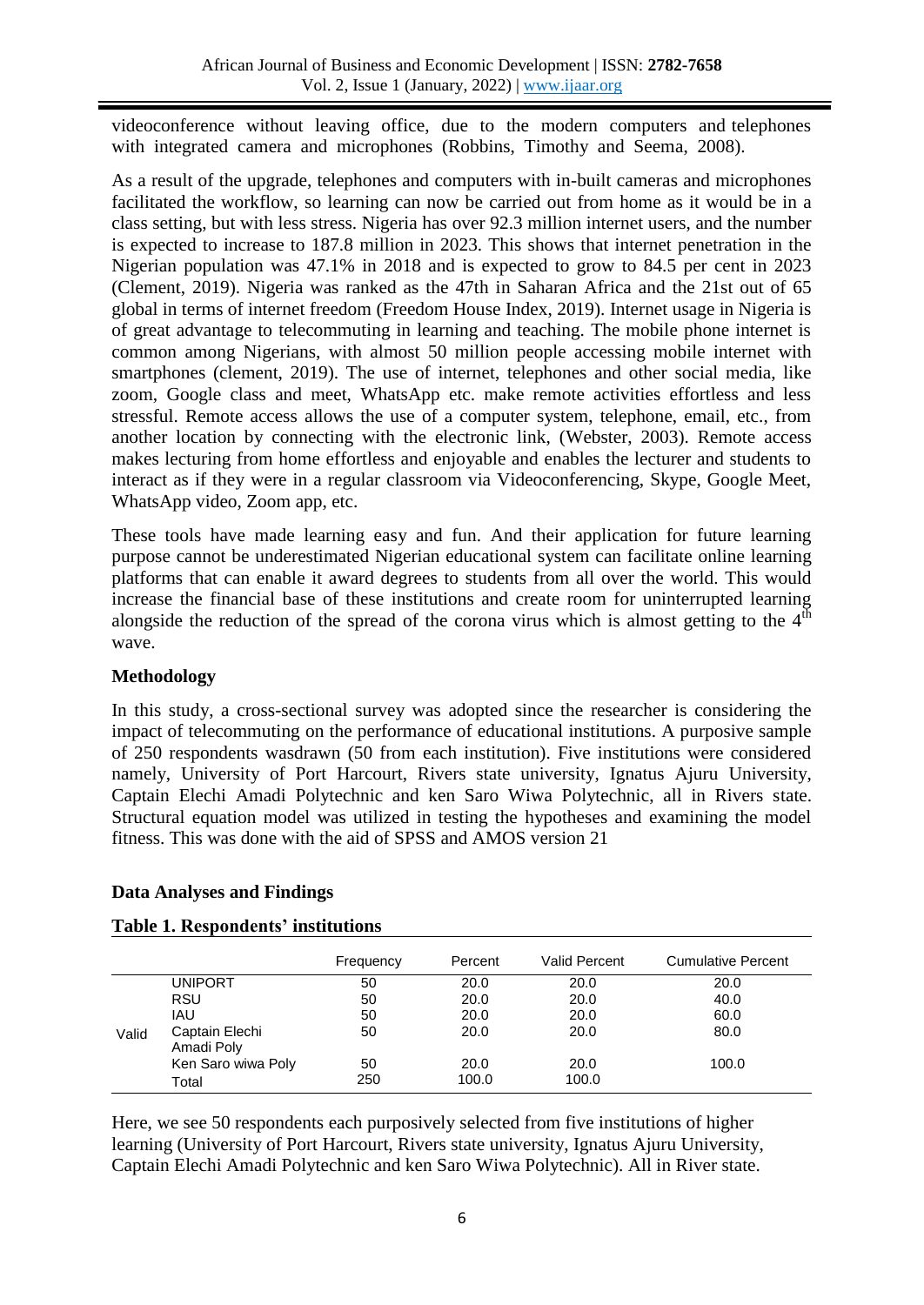videoconference without leaving office, due to the modern computers and telephones with integrated camera and microphones (Robbins, Timothy and Seema, 2008).

As a result of the upgrade, telephones and computers with in-built cameras and microphones facilitated the workflow, so learning can now be carried out from home as it would be in a class setting, but with less stress. Nigeria has over 92.3 million internet users, and the number is expected to increase to 187.8 million in 2023. This shows that internet penetration in the Nigerian population was 47.1% in 2018 and is expected to grow to 84.5 per cent in 2023 (Clement, 2019). Nigeria was ranked as the 47th in Saharan Africa and the 21st out of 65 global in terms of internet freedom (Freedom House Index, 2019). Internet usage in Nigeria is of great advantage to telecommuting in learning and teaching. The mobile phone internet is common among Nigerians, with almost 50 million people accessing mobile internet with smartphones (clement, 2019). The use of internet, telephones and other social media, like zoom, Google class and meet, WhatsApp etc. make remote activities effortless and less stressful. Remote access allows the use of a computer system, telephone, email, etc., from another location by connecting with the electronic link, (Webster, 2003). Remote access makes lecturing from home effortless and enjoyable and enables the lecturer and students to interact as if they were in a regular classroom via Videoconferencing, Skype, Google Meet, WhatsApp video, Zoom app, etc.

These tools have made learning easy and fun. And their application for future learning purpose cannot be underestimated Nigerian educational system can facilitate online learning platforms that can enable it award degrees to students from all over the world. This would increase the financial base of these institutions and create room for uninterrupted learning alongside the reduction of the spread of the corona virus which is almost getting to the 4th wave.

## Methodology

In this study, a cross-sectional survey was adopted since the researcher is considering the impact of telecommuting on the performance of educational institutions. A purposive sample of 250 respondents wasdrawn (50 from each institution). Five institutions were considered namely, University of Port Harcourt, Rivers state university, Ignatus Ajuru University, Captain Elechi Amadi Polytechnic and ken Saro Wiwa Polytechnic, all in Rivers state. Structural equation model was utilized in testing the hypotheses and examining the model fitness. This was done with the aid of SPSS and AMOS version 21

## Data Analyses and Findings

**Table 1. Respondents' institutions**

| | | Frequency | Percent | Valid Percent | Cumulative Percent |
|---|---|---|---|---|---|
| Valid | UNIPORT | 50 | 20.0 | 20.0 | 20.0 |
| | RSU | 50 | 20.0 | 20.0 | 40.0 |
| | IAU | 50 | 20.0 | 20.0 | 60.0 |
| | Captain Elechi Amadi Poly | 50 | 20.0 | 20.0 | 80.0 |
| | Ken Saro wiwa Poly | 50 | 20.0 | 20.0 | 100.0 |
| | Total | 250 | 100.0 | 100.0 | |

Here, we see 50 respondents each purposively selected from five institutions of higher learning (University of Port Harcourt, Rivers state university, Ignatus Ajuru University, Captain Elechi Amadi Polytechnic and ken Saro Wiwa Polytechnic). All in River state.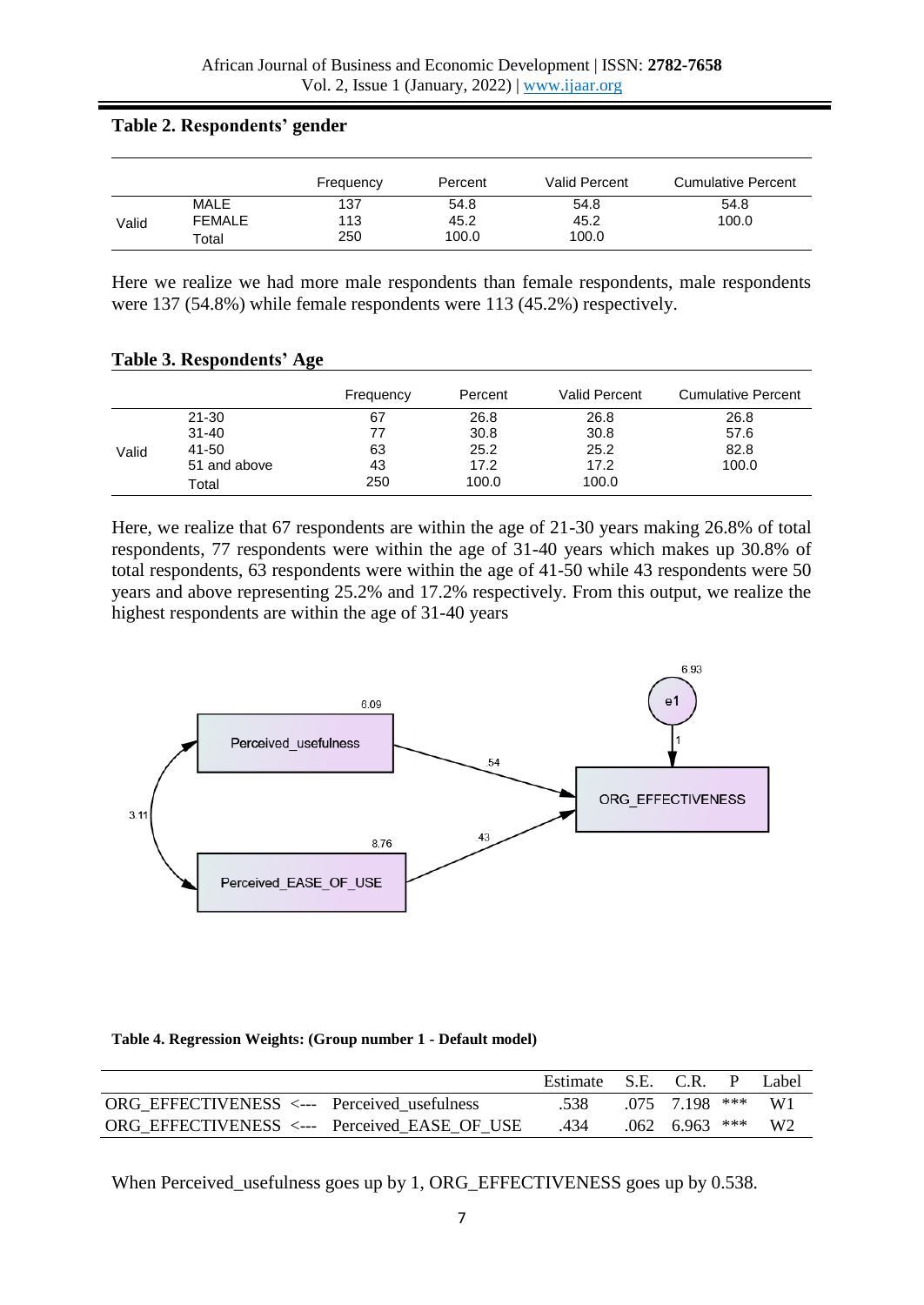**Table 2. Respondents' gender**

| | | Frequency | Percent | Valid Percent | Cumulative Percent |
|---|---|---|---|---|---|
| Valid | MALE | 137 | 54.8 | 54.8 | 54.8 |
| | FEMALE | 113 | 45.2 | 45.2 | 100.0 |
| | Total | 250 | 100.0 | 100.0 | |

Here we realize we had more male respondents than female respondents, male respondents were 137 (54.8%) while female respondents were 113 (45.2%) respectively.

**Table 3. Respondents' Age**

| | | Frequency | Percent | Valid Percent | Cumulative Percent |
|---|---|---|---|---|---|
| Valid | 21-30 | 67 | 26.8 | 26.8 | 26.8 |
| | 31-40 | 77 | 30.8 | 30.8 | 57.6 |
| | 41-50 | 63 | 25.2 | 25.2 | 82.8 |
| | 51 and above | 43 | 17.2 | 17.2 | 100.0 |
| | Total | 250 | 100.0 | 100.0 | |

Here, we realize that 67 respondents are within the age of 21-30 years making 26.8% of total respondents, 77 respondents were within the age of 31-40 years which makes up 30.8% of total respondents, 63 respondents were within the age of 41-50 while 43 respondents were 50 years and above representing 25.2% and 17.2% respectively. From this output, we realize the highest respondents are within the age of 31-40 years

**Table 4. Regression Weights: (Group number 1 - Default model)**

| | | | Estimate | S.E. | C.R. | P | Label |
|---|---|---|---|---|---|---|---|
| ORG_EFFECTIVENESS | <--- | Perceived_usefulness | .538 | .075 | 7.198 | *** | W1 |
| ORG_EFFECTIVENESS | <--- | Perceived_EASE_OF_USE | .434 | .062 | 6.963 | *** | W2 |

When Perceived_usefulness goes up by 1, ORG_EFFECTIVENESS goes up by 0.538.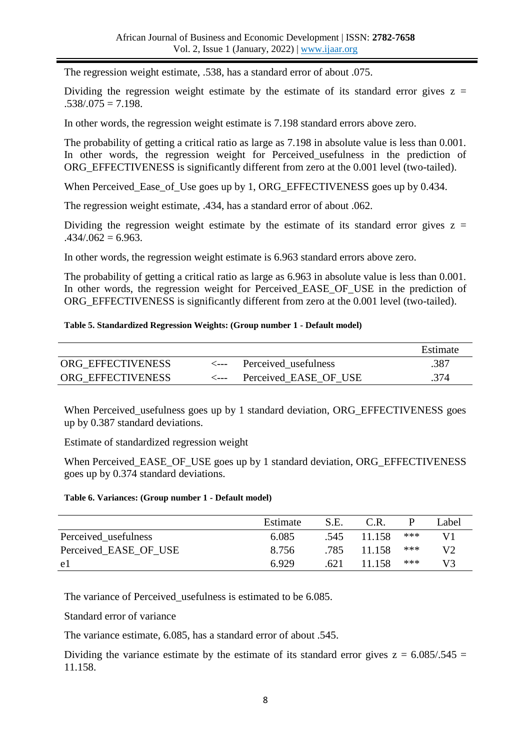The regression weight estimate, .538, has a standard error of about .075.

Dividing the regression weight estimate by the estimate of its standard error gives $z = .538/.075 = 7.198$.

In other words, the regression weight estimate is 7.198 standard errors above zero.

The probability of getting a critical ratio as large as 7.198 in absolute value is less than 0.001. In other words, the regression weight for Perceived_usefulness in the prediction of ORG_EFFECTIVENESS is significantly different from zero at the 0.001 level (two-tailed).

When Perceived_Ease_of_Use goes up by 1, ORG_EFFECTIVENESS goes up by 0.434.

The regression weight estimate, .434, has a standard error of about .062.

Dividing the regression weight estimate by the estimate of its standard error gives $z = .434/.062 = 6.963$.

In other words, the regression weight estimate is 6.963 standard errors above zero.

The probability of getting a critical ratio as large as 6.963 in absolute value is less than 0.001. In other words, the regression weight for Perceived_EASE_OF_USE in the prediction of ORG_EFFECTIVENESS is significantly different from zero at the 0.001 level (two-tailed).

**Table 5. Standardized Regression Weights: (Group number 1 - Default model)**

| | | | Estimate |
|---|---|---|---|
| ORG_EFFECTIVENESS | <--- | Perceived_usefulness | .387 |
| ORG_EFFECTIVENESS | <--- | Perceived_EASE_OF_USE | .374 |

When Perceived_usefulness goes up by 1 standard deviation, ORG_EFFECTIVENESS goes up by 0.387 standard deviations.

Estimate of standardized regression weight

When Perceived_EASE_OF_USE goes up by 1 standard deviation, ORG_EFFECTIVENESS goes up by 0.374 standard deviations.

**Table 6. Variances: (Group number 1 - Default model)**

| | Estimate | S.E. | C.R. | P | Label |
|---|---|---|---|---|---|
| Perceived_usefulness | 6.085 | .545 | 11.158 | *** | V1 |
| Perceived_EASE_OF_USE | 8.756 | .785 | 11.158 | *** | V2 |
| e1 | 6.929 | .621 | 11.158 | *** | V3 |

The variance of Perceived_usefulness is estimated to be 6.085.

Standard error of variance

The variance estimate, 6.085, has a standard error of about .545.

Dividing the variance estimate by the estimate of its standard error gives $z = 6.085/.545 = 11.158$.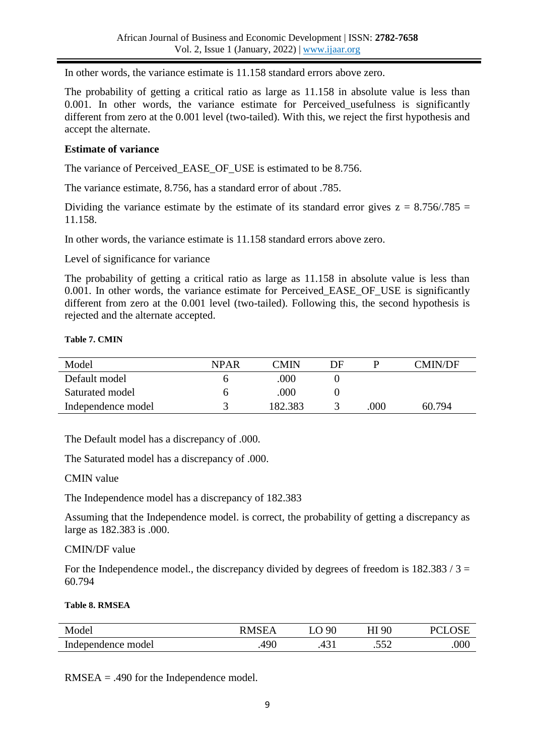In other words, the variance estimate is 11.158 standard errors above zero.

The probability of getting a critical ratio as large as 11.158 in absolute value is less than 0.001. In other words, the variance estimate for Perceived_usefulness is significantly different from zero at the 0.001 level (two-tailed). With this, we reject the first hypothesis and accept the alternate.

**Estimate of variance**

The variance of Perceived_EASE_OF_USE is estimated to be 8.756.

The variance estimate, 8.756, has a standard error of about .785.

Dividing the variance estimate by the estimate of its standard error gives $z = 8.756/.785 = 11.158$.

In other words, the variance estimate is 11.158 standard errors above zero.

Level of significance for variance

The probability of getting a critical ratio as large as 11.158 in absolute value is less than 0.001. In other words, the variance estimate for Perceived_EASE_OF_USE is significantly different from zero at the 0.001 level (two-tailed). Following this, the second hypothesis is rejected and the alternate accepted.

**Table 7. CMIN**

| Model | NPAR | CMIN | DF | P | CMIN/DF |
|---|---|---|---|---|---|
| Default model | 6 | .000 | 0 | | |
| Saturated model | 6 | .000 | 0 | | |
| Independence model | 3 | 182.383 | 3 | .000 | 60.794 |

The Default model has a discrepancy of .000.

The Saturated model has a discrepancy of .000.

CMIN value

The Independence model has a discrepancy of 182.383

Assuming that the Independence model. is correct, the probability of getting a discrepancy as large as 182.383 is .000.

CMIN/DF value

For the Independence model., the discrepancy divided by degrees of freedom is $182.383 / 3 = 60.794$

**Table 8. RMSEA**

| Model | RMSEA | LO 90 | HI 90 | PCLOSE |
|---|---|---|---|---|
| Independence model | .490 | .431 | .552 | .000 |

RMSEA = .490 for the Independence model.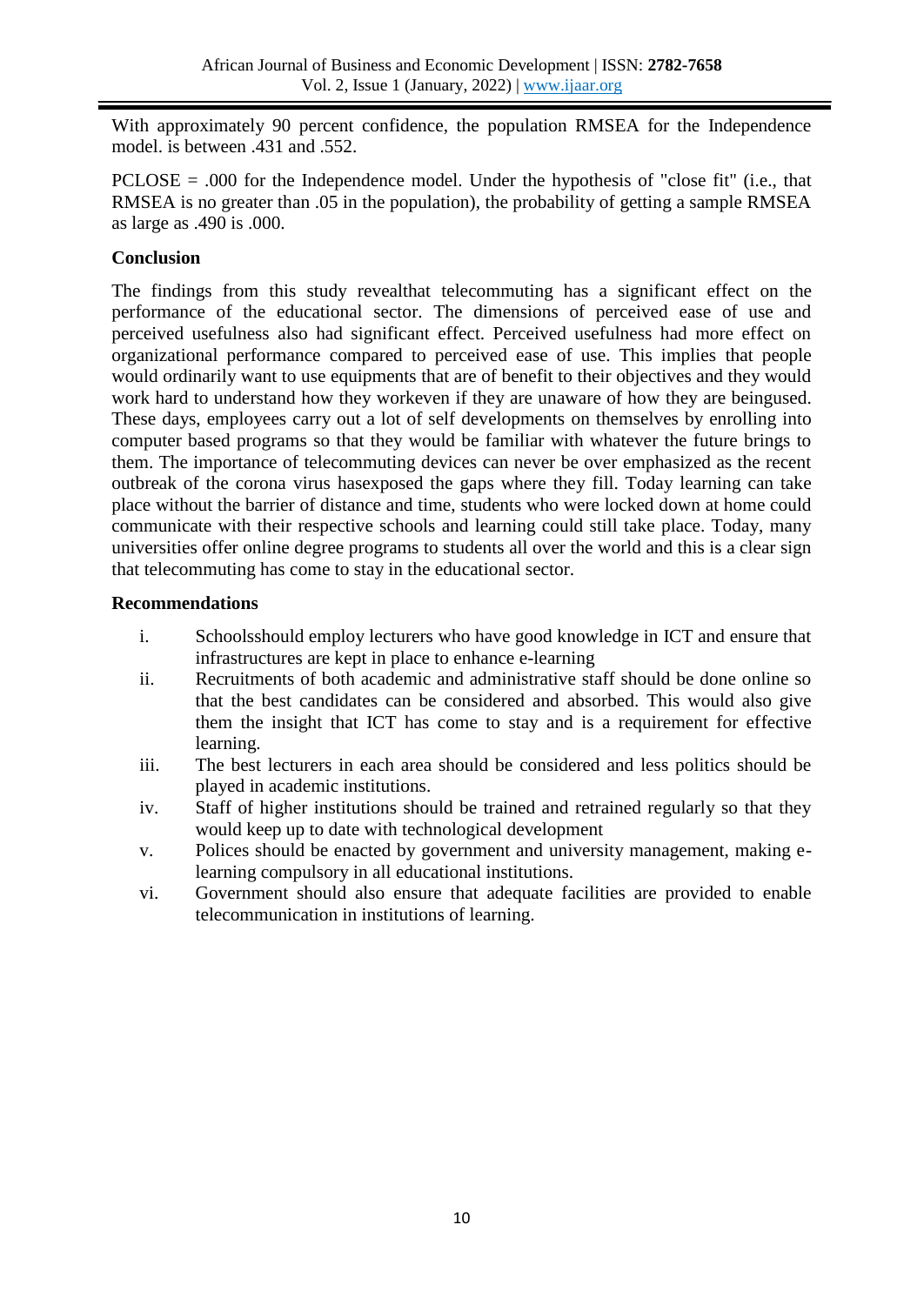With approximately 90 percent confidence, the population RMSEA for the Independence model. is between .431 and .552.

PCLOSE = .000 for the Independence model. Under the hypothesis of "close fit" (i.e., that RMSEA is no greater than .05 in the population), the probability of getting a sample RMSEA as large as .490 is .000.

**Conclusion**

The findings from this study revealthat telecommuting has a significant effect on the performance of the educational sector. The dimensions of perceived ease of use and perceived usefulness also had significant effect. Perceived usefulness had more effect on organizational performance compared to perceived ease of use. This implies that people would ordinarily want to use equipments that are of benefit to their objectives and they would work hard to understand how they workeven if they are unaware of how they are beingused. These days, employees carry out a lot of self developments on themselves by enrolling into computer based programs so that they would be familiar with whatever the future brings to them. The importance of telecommuting devices can never be over emphasized as the recent outbreak of the corona virus hasexposed the gaps where they fill. Today learning can take place without the barrier of distance and time, students who were locked down at home could communicate with their respective schools and learning could still take place. Today, many universities offer online degree programs to students all over the world and this is a clear sign that telecommuting has come to stay in the educational sector.

**Recommendations**

i. Schoolsshould employ lecturers who have good knowledge in ICT and ensure that infrastructures are kept in place to enhance e-learning
ii. Recruitments of both academic and administrative staff should be done online so that the best candidates can be considered and absorbed. This would also give them the insight that ICT has come to stay and is a requirement for effective learning.
iii. The best lecturers in each area should be considered and less politics should be played in academic institutions.
iv. Staff of higher institutions should be trained and retrained regularly so that they would keep up to date with technological development
v. Polices should be enacted by government and university management, making e-learning compulsory in all educational institutions.
vi. Government should also ensure that adequate facilities are provided to enable telecommunication in institutions of learning.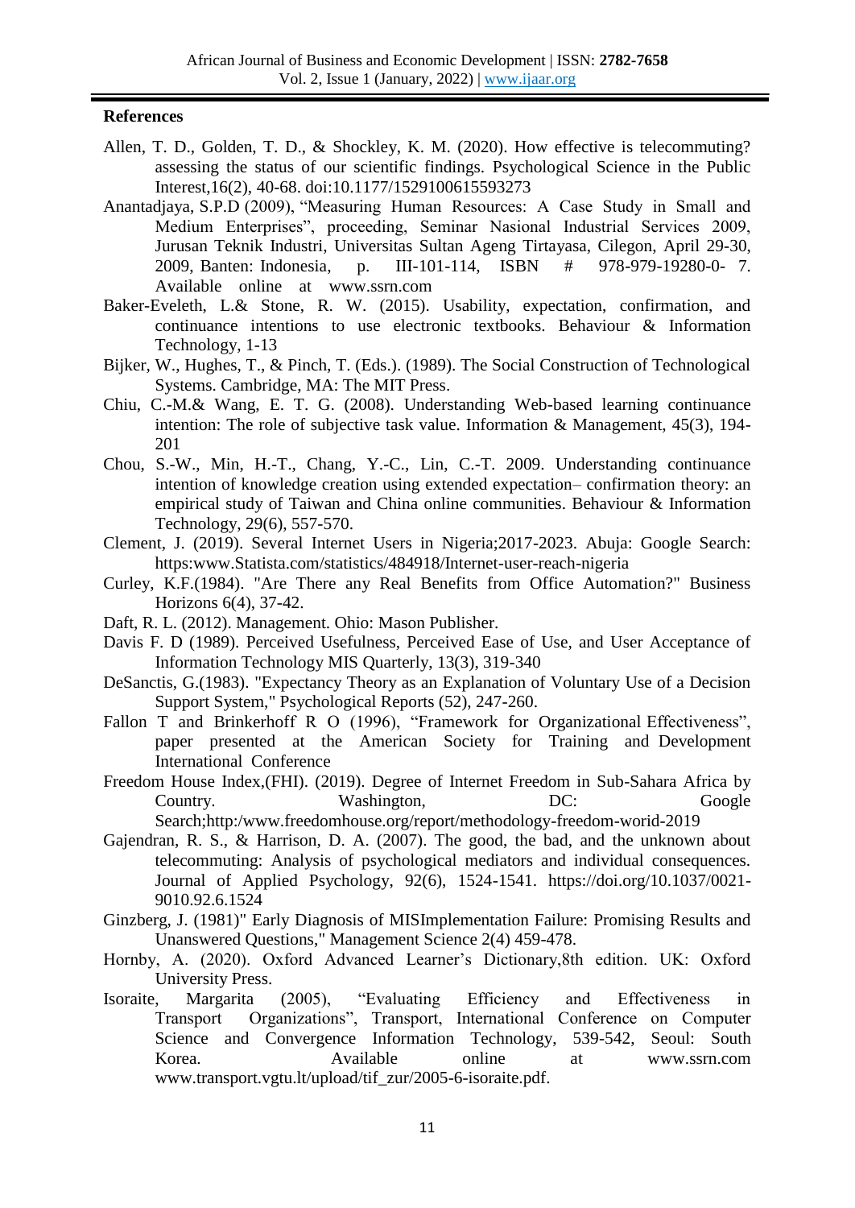**References**

Allen, T. D., Golden, T. D., & Shockley, K. M. (2020). How effective is telecommuting? assessing the status of our scientific findings. Psychological Science in the Public Interest,16(2), 40-68. doi:10.1177/1529100615593273

Anantadjaya, S.P.D (2009), "Measuring Human Resources: A Case Study in Small and Medium Enterprises", proceeding, Seminar Nasional Industrial Services 2009, Jurusan Teknik Industri, Universitas Sultan Ageng Tirtayasa, Cilegon, April 29-30, 2009, Banten: Indonesia, p. III-101-114, ISBN # 978-979-19280-0- 7. Available online at www.ssrn.com

Baker-Eveleth, L.& Stone, R. W. (2015). Usability, expectation, confirmation, and continuance intentions to use electronic textbooks. Behaviour & Information Technology, 1-13

Bijker, W., Hughes, T., & Pinch, T. (Eds.). (1989). The Social Construction of Technological Systems. Cambridge, MA: The MIT Press.

Chiu, C.-M.& Wang, E. T. G. (2008). Understanding Web-based learning continuance intention: The role of subjective task value. Information & Management, 45(3), 194-201

Chou, S.-W., Min, H.-T., Chang, Y.-C., Lin, C.-T. 2009. Understanding continuance intention of knowledge creation using extended expectation– confirmation theory: an empirical study of Taiwan and China online communities. Behaviour & Information Technology, 29(6), 557-570.

Clement, J. (2019). Several Internet Users in Nigeria;2017-2023. Abuja: Google Search: https:www.Statista.com/statistics/484918/Internet-user-reach-nigeria

Curley, K.F.(1984). "Are There any Real Benefits from Office Automation?" Business Horizons 6(4), 37-42.

Daft, R. L. (2012). Management. Ohio: Mason Publisher.

Davis F. D (1989). Perceived Usefulness, Perceived Ease of Use, and User Acceptance of Information Technology MIS Quarterly, 13(3), 319-340

DeSanctis, G.(1983). "Expectancy Theory as an Explanation of Voluntary Use of a Decision Support System," Psychological Reports (52), 247-260.

Fallon T and Brinkerhoff R O (1996), "Framework for Organizational Effectiveness", paper presented at the American Society for Training and Development International Conference

Freedom House Index,(FHI). (2019). Degree of Internet Freedom in Sub-Sahara Africa by Country. Washington, DC: Google Search;http:/www.freedomhouse.org/report/methodology-freedom-worid-2019

Gajendran, R. S., & Harrison, D. A. (2007). The good, the bad, and the unknown about telecommuting: Analysis of psychological mediators and individual consequences. Journal of Applied Psychology, 92(6), 1524-1541. https://doi.org/10.1037/0021-9010.92.6.1524

Ginzberg, J. (1981)" Early Diagnosis of MISImplementation Failure: Promising Results and Unanswered Questions," Management Science 2(4) 459-478.

Hornby, A. (2020). Oxford Advanced Learner's Dictionary,8th edition. UK: Oxford University Press.

Isoraite, Margarita (2005), "Evaluating Efficiency and Effectiveness in Transport Organizations", Transport, International Conference on Computer Science and Convergence Information Technology, 539-542, Seoul: South Korea. Available online at www.ssrn.com www.transport.vgtu.lt/upload/tif_zur/2005-6-isoraite.pdf.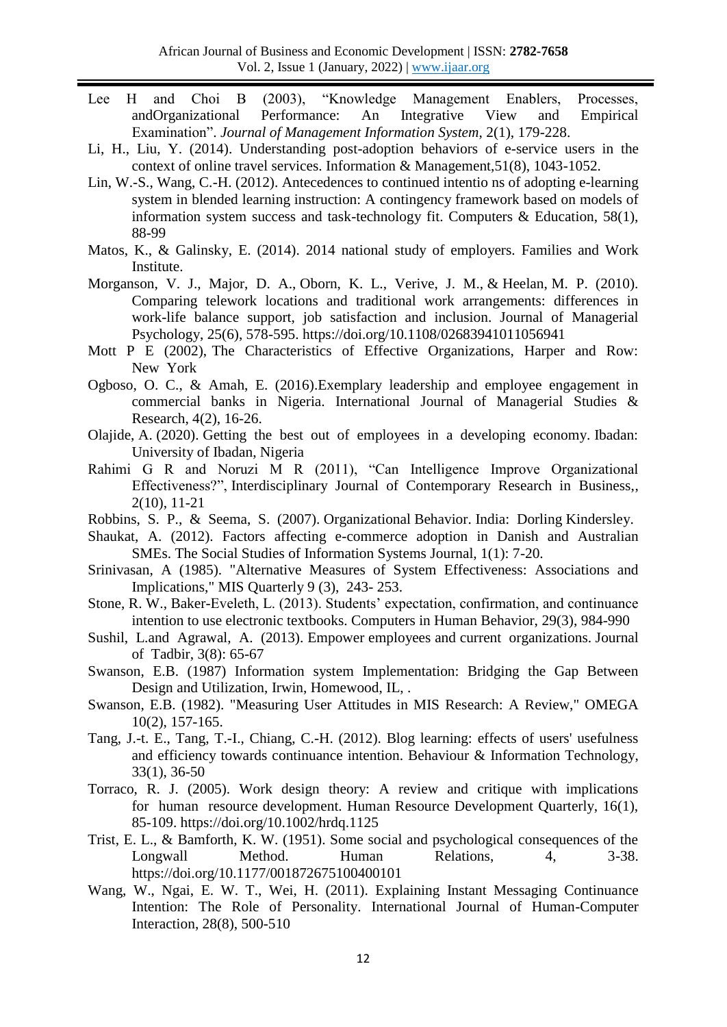Lee H and Choi B (2003), "Knowledge Management Enablers, Processes, andOrganizational Performance: An Integrative View and Empirical Examination". *Journal of Management Information System*, 2(1), 179-228.

Li, H., Liu, Y. (2014). Understanding post-adoption behaviors of e-service users in the context of online travel services. Information & Management,51(8), 1043-1052.

Lin, W.-S., Wang, C.-H. (2012). Antecedences to continued intentio ns of adopting e-learning system in blended learning instruction: A contingency framework based on models of information system success and task-technology fit. Computers & Education, 58(1), 88-99

Matos, K., & Galinsky, E. (2014). 2014 national study of employers. Families and Work Institute.

Morganson, V. J., Major, D. A., Oborn, K. L., Verive, J. M., & Heelan, M. P. (2010). Comparing telework locations and traditional work arrangements: differences in work-life balance support, job satisfaction and inclusion. Journal of Managerial Psychology, 25(6), 578-595. https://doi.org/10.1108/02683941011056941

Mott P E (2002), The Characteristics of Effective Organizations, Harper and Row: New York

Ogboso, O. C., & Amah, E. (2016).Exemplary leadership and employee engagement in commercial banks in Nigeria. International Journal of Managerial Studies & Research, 4(2), 16-26.

Olajide, A. (2020). Getting the best out of employees in a developing economy. Ibadan: University of Ibadan, Nigeria

Rahimi G R and Noruzi M R (2011), "Can Intelligence Improve Organizational Effectiveness?", Interdisciplinary Journal of Contemporary Research in Business,, 2(10), 11-21

Robbins, S. P., & Seema, S. (2007). Organizational Behavior. India: Dorling Kindersley.

Shaukat, A. (2012). Factors affecting e-commerce adoption in Danish and Australian SMEs. The Social Studies of Information Systems Journal, 1(1): 7-20.

Srinivasan, A (1985). "Alternative Measures of System Effectiveness: Associations and Implications," MIS Quarterly 9 (3), 243- 253.

Stone, R. W., Baker-Eveleth, L. (2013). Students' expectation, confirmation, and continuance intention to use electronic textbooks. Computers in Human Behavior, 29(3), 984-990

Sushil, L.and Agrawal, A. (2013). Empower employees and current organizations. Journal of Tadbir, 3(8): 65-67

Swanson, E.B. (1987) Information system Implementation: Bridging the Gap Between Design and Utilization, Irwin, Homewood, IL, .

Swanson, E.B. (1982). "Measuring User Attitudes in MIS Research: A Review," OMEGA 10(2), 157-165.

Tang, J.-t. E., Tang, T.-I., Chiang, C.-H. (2012). Blog learning: effects of users' usefulness and efficiency towards continuance intention. Behaviour & Information Technology, 33(1), 36-50

Torraco, R. J. (2005). Work design theory: A review and critique with implications for human resource development. Human Resource Development Quarterly, 16(1), 85-109. https://doi.org/10.1002/hrdq.1125

Trist, E. L., & Bamforth, K. W. (1951). Some social and psychological consequences of the Longwall Method. Human Relations, 4, 3-38. https://doi.org/10.1177/001872675100400101

Wang, W., Ngai, E. W. T., Wei, H. (2011). Explaining Instant Messaging Continuance Intention: The Role of Personality. International Journal of Human-Computer Interaction, 28(8), 500-510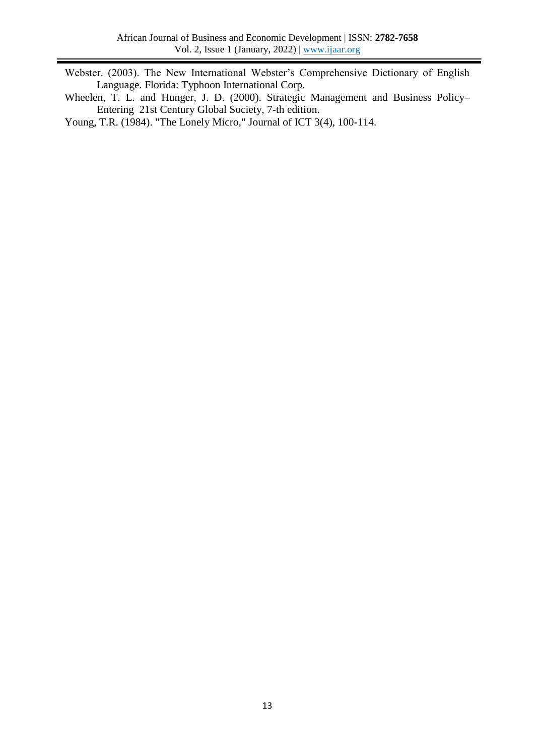Webster. (2003). The New International Webster's Comprehensive Dictionary of English Language. Florida: Typhoon International Corp.

Wheelen, T. L. and Hunger, J. D. (2000). Strategic Management and Business Policy– Entering 21st Century Global Society, 7-th edition.

Young, T.R. (1984). "The Lonely Micro," Journal of ICT 3(4), 100-114.